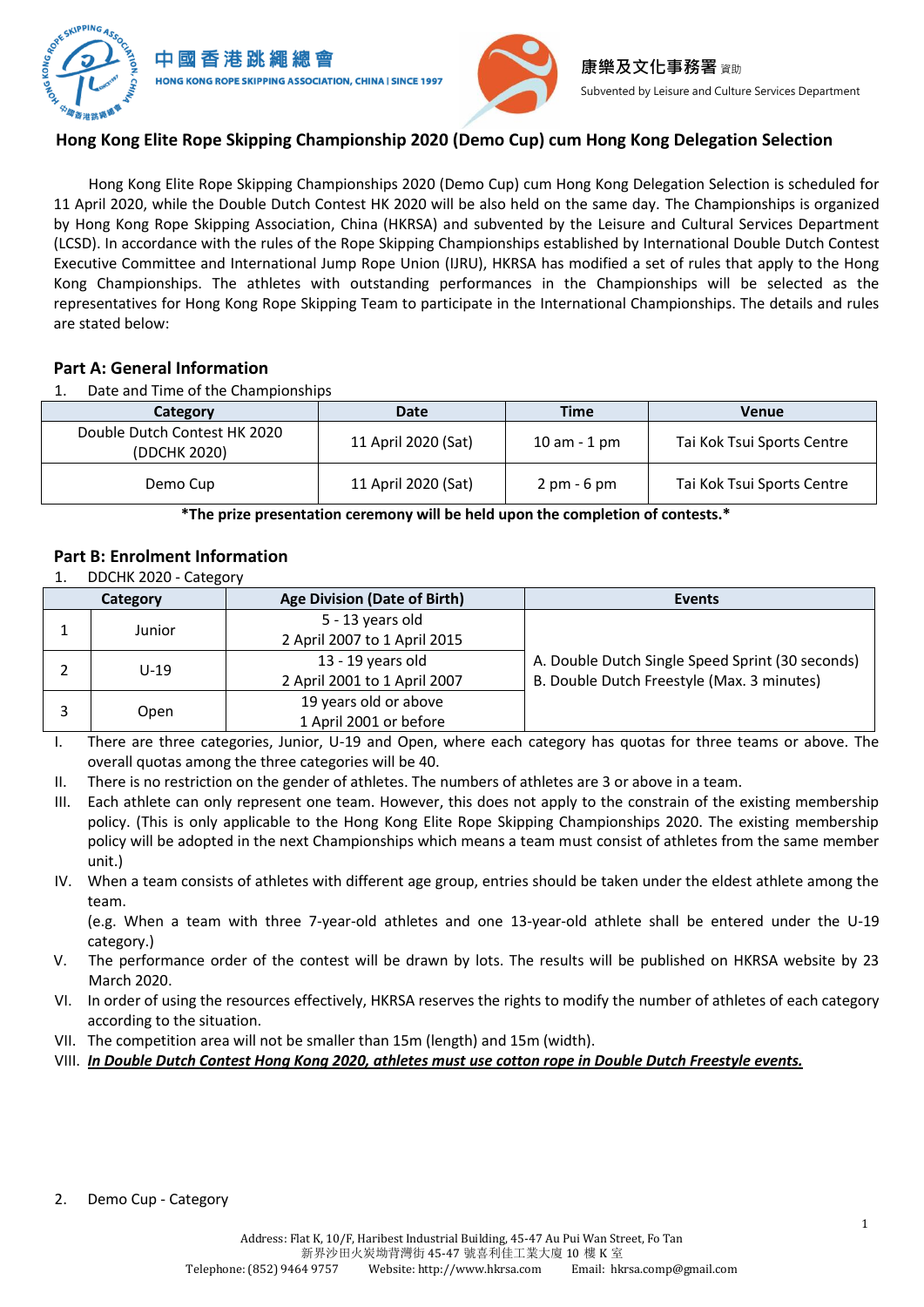中國香港跳繩總會
HONG KONG ROPE SKIPPING ASSOCIATION, CHINA | SINCE 1997

康樂及文化事務署資助
Subvented by Leisure and Culture Services Department

# Hong Kong Elite Rope Skipping Championship 2020 (Demo Cup) cum Hong Kong Delegation Selection

Hong Kong Elite Rope Skipping Championships 2020 (Demo Cup) cum Hong Kong Delegation Selection is scheduled for 11 April 2020, while the Double Dutch Contest HK 2020 will be also held on the same day. The Championships is organized by Hong Kong Rope Skipping Association, China (HKRSA) and subvented by the Leisure and Cultural Services Department (LCSD). In accordance with the rules of the Rope Skipping Championships established by International Double Dutch Contest Executive Committee and International Jump Rope Union (IJRU), HKRSA has modified a set of rules that apply to the Hong Kong Championships. The athletes with outstanding performances in the Championships will be selected as the representatives for Hong Kong Rope Skipping Team to participate in the International Championships. The details and rules are stated below:

## Part A: General Information

1. Date and Time of the Championships

| Category | Date | Time | Venue |
|---|---|---|---|
| Double Dutch Contest HK 2020 (DDCHK 2020) | 11 April 2020 (Sat) | 10 am - 1 pm | Tai Kok Tsui Sports Centre |
| Demo Cup | 11 April 2020 (Sat) | 2 pm - 6 pm | Tai Kok Tsui Sports Centre |

**\*The prize presentation ceremony will be held upon the completion of contests.\***

## Part B: Enrolment Information

1. DDCHK 2020 - Category

| | Category | Age Division (Date of Birth) | Events |
|---|---|---|---|
| 1 | Junior | 5 - 13 years old<br>2 April 2007 to 1 April 2015 | A. Double Dutch Single Speed Sprint (30 seconds)<br>B. Double Dutch Freestyle (Max. 3 minutes) |
| 2 | U-19 | 13 - 19 years old<br>2 April 2001 to 1 April 2007 | |
| 3 | Open | 19 years old or above<br>1 April 2001 or before | |

I. There are three categories, Junior, U-19 and Open, where each category has quotas for three teams or above. The overall quotas among the three categories will be 40.

II. There is no restriction on the gender of athletes. The numbers of athletes are 3 or above in a team.

III. Each athlete can only represent one team. However, this does not apply to the constrain of the existing membership policy. (This is only applicable to the Hong Kong Elite Rope Skipping Championships 2020. The existing membership policy will be adopted in the next Championships which means a team must consist of athletes from the same member unit.)

IV. When a team consists of athletes with different age group, entries should be taken under the eldest athlete among the team.
(e.g. When a team with three 7-year-old athletes and one 13-year-old athlete shall be entered under the U-19 category.)

V. The performance order of the contest will be drawn by lots. The results will be published on HKRSA website by 23 March 2020.

VI. In order of using the resources effectively, HKRSA reserves the rights to modify the number of athletes of each category according to the situation.

VII. The competition area will not be smaller than 15m (length) and 15m (width).

VIII. ***In Double Dutch Contest Hong Kong 2020, athletes must use cotton rope in Double Dutch Freestyle events.***

2. Demo Cup - Category

Address: Flat K, 10/F, Haribest Industrial Building, 45-47 Au Pui Wan Street, Fo Tan
新界沙田火炭坳背灣街 45-47 號喜利佳工業大廈 10 樓 K 室
Telephone: (852) 9464 9757 Website: http://www.hkrsa.com Email: hkrsa.comp@gmail.com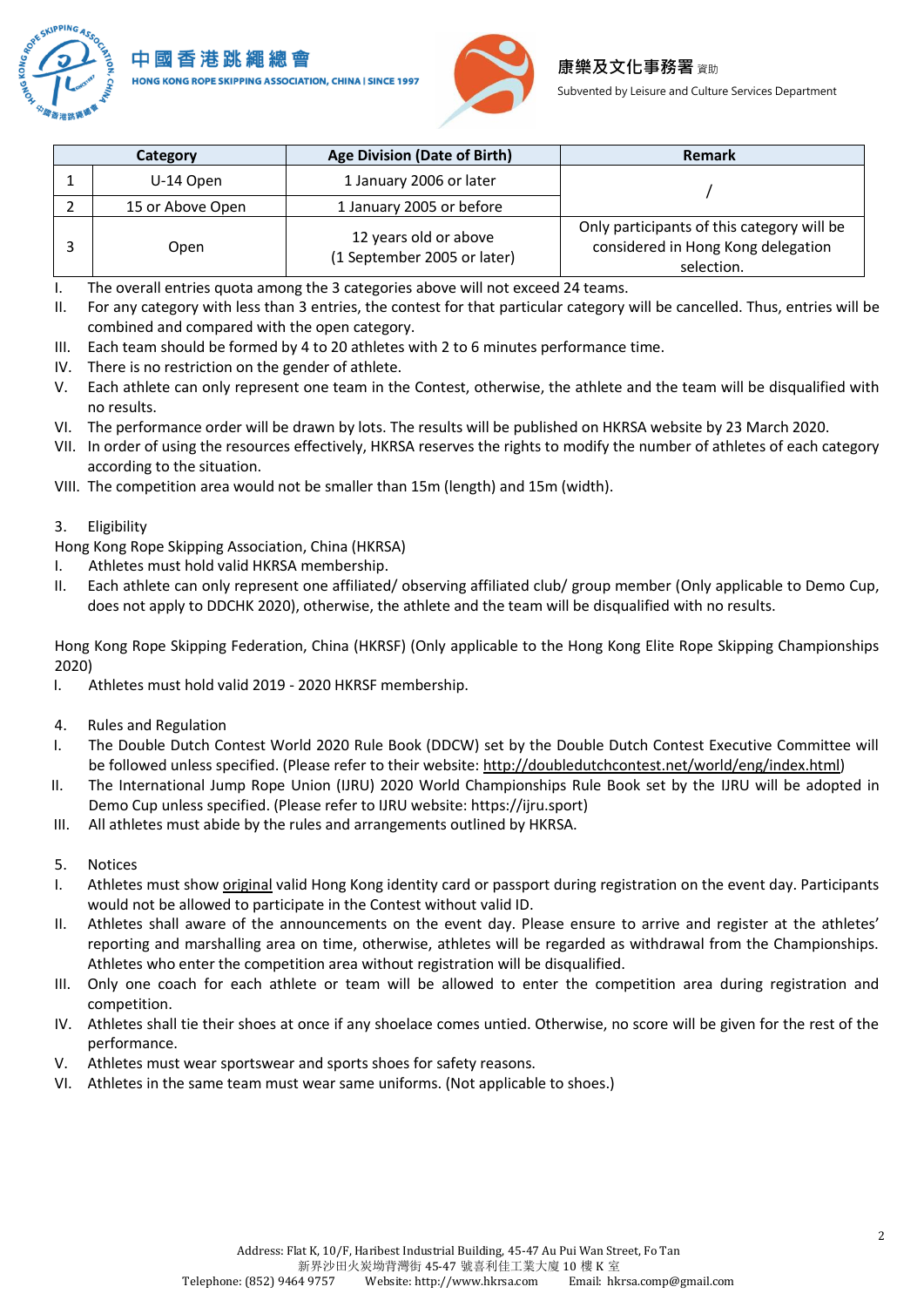| | Category | Age Division (Date of Birth) | Remark |
|---|---|---|---|
| 1 | U-14 Open | 1 January 2006 or later | / |
| 2 | 15 or Above Open | 1 January 2005 or before | |
| 3 | Open | 12 years old or above (1 September 2005 or later) | Only participants of this category will be considered in Hong Kong delegation selection. |

I. The overall entries quota among the 3 categories above will not exceed 24 teams.
II. For any category with less than 3 entries, the contest for that particular category will be cancelled. Thus, entries will be combined and compared with the open category.
III. Each team should be formed by 4 to 20 athletes with 2 to 6 minutes performance time.
IV. There is no restriction on the gender of athlete.
V. Each athlete can only represent one team in the Contest, otherwise, the athlete and the team will be disqualified with no results.
VI. The performance order will be drawn by lots. The results will be published on HKRSA website by 23 March 2020.
VII. In order of using the resources effectively, HKRSA reserves the rights to modify the number of athletes of each category according to the situation.
VIII. The competition area would not be smaller than 15m (length) and 15m (width).

3. Eligibility

Hong Kong Rope Skipping Association, China (HKRSA)

I. Athletes must hold valid HKRSA membership.
II. Each athlete can only represent one affiliated/ observing affiliated club/ group member (Only applicable to Demo Cup, does not apply to DDCHK 2020), otherwise, the athlete and the team will be disqualified with no results.

Hong Kong Rope Skipping Federation, China (HKRSF) (Only applicable to the Hong Kong Elite Rope Skipping Championships 2020)

I. Athletes must hold valid 2019 - 2020 HKRSF membership.

4. Rules and Regulation

I. The Double Dutch Contest World 2020 Rule Book (DDCW) set by the Double Dutch Contest Executive Committee will be followed unless specified. (Please refer to their website: http://doubledutchcontest.net/world/eng/index.html)
II. The International Jump Rope Union (IJRU) 2020 World Championships Rule Book set by the IJRU will be adopted in Demo Cup unless specified. (Please refer to IJRU website: https://ijru.sport)
III. All athletes must abide by the rules and arrangements outlined by HKRSA.

5. Notices

I. Athletes must show original valid Hong Kong identity card or passport during registration on the event day. Participants would not be allowed to participate in the Contest without valid ID.
II. Athletes shall aware of the announcements on the event day. Please ensure to arrive and register at the athletes' reporting and marshalling area on time, otherwise, athletes will be regarded as withdrawal from the Championships. Athletes who enter the competition area without registration will be disqualified.
III. Only one coach for each athlete or team will be allowed to enter the competition area during registration and competition.
IV. Athletes shall tie their shoes at once if any shoelace comes untied. Otherwise, no score will be given for the rest of the performance.
V. Athletes must wear sportswear and sports shoes for safety reasons.
VI. Athletes in the same team must wear same uniforms. (Not applicable to shoes.)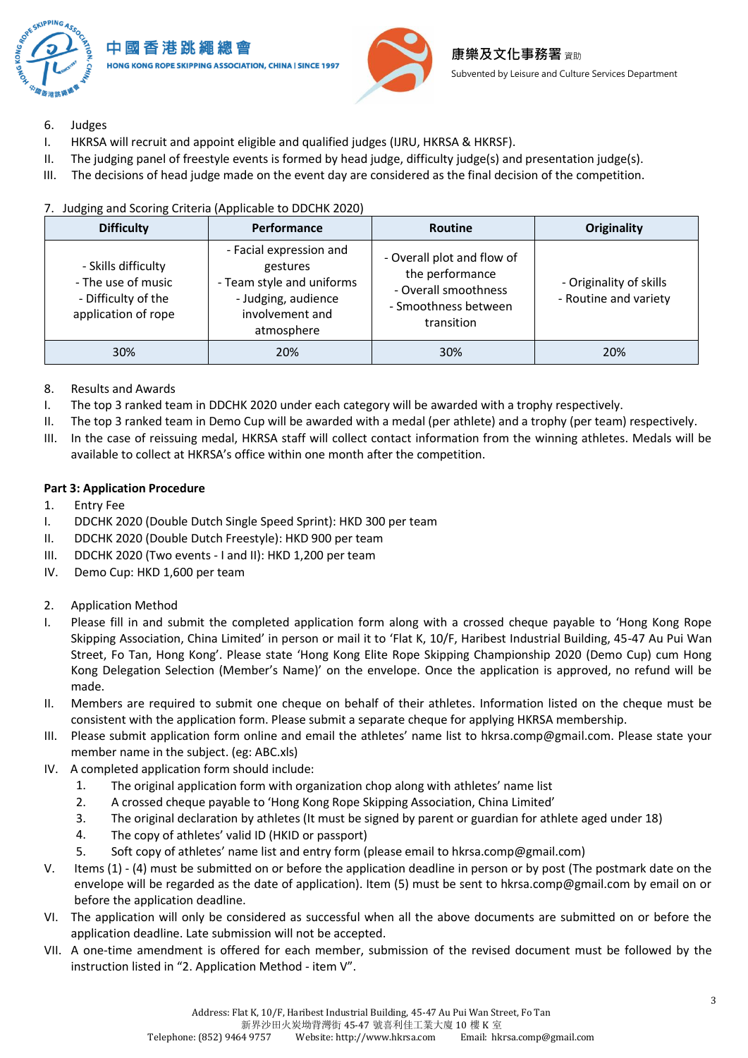6. Judges

I. HKRSA will recruit and appoint eligible and qualified judges (IJRU, HKRSA & HKRSF).

II. The judging panel of freestyle events is formed by head judge, difficulty judge(s) and presentation judge(s).

III. The decisions of head judge made on the event day are considered as the final decision of the competition.

7. Judging and Scoring Criteria (Applicable to DDCHK 2020)

| Difficulty | Performance | Routine | Originality |
|---|---|---|---|
| - Skills difficulty<br>- The use of music<br>- Difficulty of the application of rope | - Facial expression and gestures<br>- Team style and uniforms<br>- Judging, audience involvement and atmosphere | - Overall plot and flow of the performance<br>- Overall smoothness<br>- Smoothness between transition | - Originality of skills<br>- Routine and variety |
| 30% | 20% | 30% | 20% |

8. Results and Awards

I. The top 3 ranked team in DDCHK 2020 under each category will be awarded with a trophy respectively.

II. The top 3 ranked team in Demo Cup will be awarded with a medal (per athlete) and a trophy (per team) respectively.

III. In the case of reissuing medal, HKRSA staff will collect contact information from the winning athletes. Medals will be available to collect at HKRSA's office within one month after the competition.

**Part 3: Application Procedure**

1. Entry Fee

I. DDCHK 2020 (Double Dutch Single Speed Sprint): HKD 300 per team

II. DDCHK 2020 (Double Dutch Freestyle): HKD 900 per team

III. DDCHK 2020 (Two events - I and II): HKD 1,200 per team

IV. Demo Cup: HKD 1,600 per team

2. Application Method

I. Please fill in and submit the completed application form along with a crossed cheque payable to 'Hong Kong Rope Skipping Association, China Limited' in person or mail it to 'Flat K, 10/F, Haribest Industrial Building, 45-47 Au Pui Wan Street, Fo Tan, Hong Kong'. Please state 'Hong Kong Elite Rope Skipping Championship 2020 (Demo Cup) cum Hong Kong Delegation Selection (Member's Name)' on the envelope. Once the application is approved, no refund will be made.

II. Members are required to submit one cheque on behalf of their athletes. Information listed on the cheque must be consistent with the application form. Please submit a separate cheque for applying HKRSA membership.

III. Please submit application form online and email the athletes' name list to hkrsa.comp@gmail.com. Please state your member name in the subject. (eg: ABC.xls)

IV. A completed application form should include:
   1. The original application form with organization chop along with athletes' name list
   2. A crossed cheque payable to 'Hong Kong Rope Skipping Association, China Limited'
   3. The original declaration by athletes (It must be signed by parent or guardian for athlete aged under 18)
   4. The copy of athletes' valid ID (HKID or passport)
   5. Soft copy of athletes' name list and entry form (please email to hkrsa.comp@gmail.com)

V. Items (1) - (4) must be submitted on or before the application deadline in person or by post (The postmark date on the envelope will be regarded as the date of application). Item (5) must be sent to hkrsa.comp@gmail.com by email on or before the application deadline.

VI. The application will only be considered as successful when all the above documents are submitted on or before the application deadline. Late submission will not be accepted.

VII. A one-time amendment is offered for each member, submission of the revised document must be followed by the instruction listed in "2. Application Method - item V".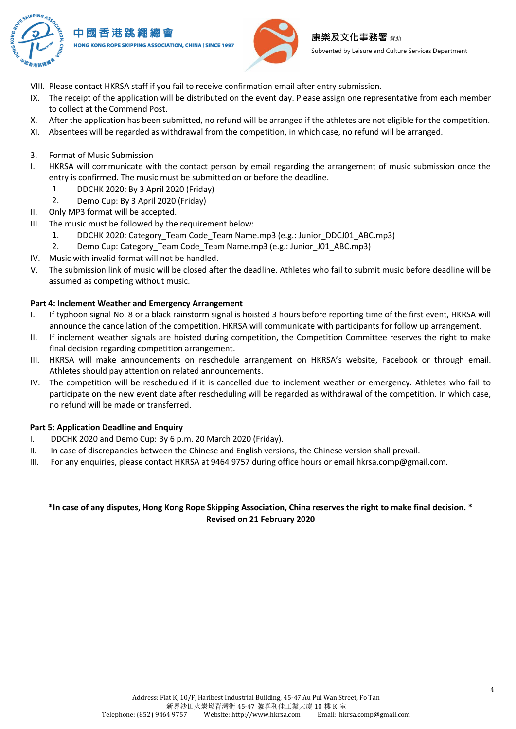VIII. Please contact HKRSA staff if you fail to receive confirmation email after entry submission.

IX. The receipt of the application will be distributed on the event day. Please assign one representative from each member to collect at the Commend Post.

X. After the application has been submitted, no refund will be arranged if the athletes are not eligible for the competition.

XI. Absentees will be regarded as withdrawal from the competition, in which case, no refund will be arranged.

3. Format of Music Submission

I. HKRSA will communicate with the contact person by email regarding the arrangement of music submission once the entry is confirmed. The music must be submitted on or before the deadline.
   1. DDCHK 2020: By 3 April 2020 (Friday)
   2. Demo Cup: By 3 April 2020 (Friday)

II. Only MP3 format will be accepted.

III. The music must be followed by the requirement below:
   1. DDCHK 2020: Category_Team Code_Team Name.mp3 (e.g.: Junior_DDCJ01_ABC.mp3)
   2. Demo Cup: Category_Team Code_Team Name.mp3 (e.g.: Junior_J01_ABC.mp3)

IV. Music with invalid format will not be handled.

V. The submission link of music will be closed after the deadline. Athletes who fail to submit music before deadline will be assumed as competing without music.

**Part 4: Inclement Weather and Emergency Arrangement**

I. If typhoon signal No. 8 or a black rainstorm signal is hoisted 3 hours before reporting time of the first event, HKRSA will announce the cancellation of the competition. HKRSA will communicate with participants for follow up arrangement.

II. If inclement weather signals are hoisted during competition, the Competition Committee reserves the right to make final decision regarding competition arrangement.

III. HKRSA will make announcements on reschedule arrangement on HKRSA's website, Facebook or through email. Athletes should pay attention on related announcements.

IV. The competition will be rescheduled if it is cancelled due to inclement weather or emergency. Athletes who fail to participate on the new event date after rescheduling will be regarded as withdrawal of the competition. In which case, no refund will be made or transferred.

**Part 5: Application Deadline and Enquiry**

I. DDCHK 2020 and Demo Cup: By 6 p.m. 20 March 2020 (Friday).

II. In case of discrepancies between the Chinese and English versions, the Chinese version shall prevail.

III. For any enquiries, please contact HKRSA at 9464 9757 during office hours or email hkrsa.comp@gmail.com.

**\*In case of any disputes, Hong Kong Rope Skipping Association, China reserves the right to make final decision. \***

**Revised on 21 February 2020**